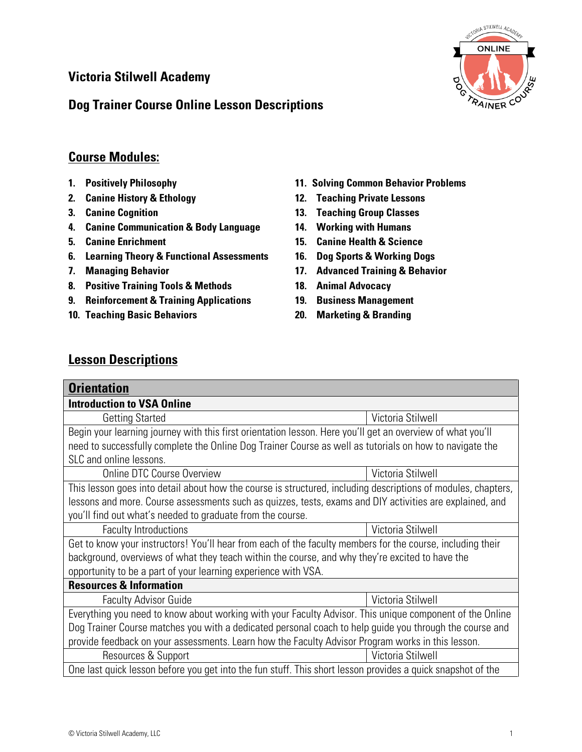# Victoria Stilwell Academy

## Dog Trainer Course Online Lesson Descriptions

## Course Modules:

1. **Positively Philosophy**
2. **Canine History & Ethology**
3. **Canine Cognition**
4. **Canine Communication & Body Language**
5. **Canine Enrichment**
6. **Learning Theory & Functional Assessments**
7. **Managing Behavior**
8. **Positive Training Tools & Methods**
9. **Reinforcement & Training Applications**
10. **Teaching Basic Behaviors**
11. **Solving Common Behavior Problems**
12. **Teaching Private Lessons**
13. **Teaching Group Classes**
14. **Working with Humans**
15. **Canine Health & Science**
16. **Dog Sports & Working Dogs**
17. **Advanced Training & Behavior**
18. **Animal Advocacy**
19. **Business Management**
20. **Marketing & Branding**

## Lesson Descriptions

| **Orientation** | |
|---|---|
| **Introduction to VSA Online** | |
| Getting Started | Victoria Stilwell |
| Begin your learning journey with this first orientation lesson. Here you'll get an overview of what you'll need to successfully complete the Online Dog Trainer Course as well as tutorials on how to navigate the SLC and online lessons. | |
| Online DTC Course Overview | Victoria Stilwell |
| This lesson goes into detail about how the course is structured, including descriptions of modules, chapters, lessons and more. Course assessments such as quizzes, tests, exams and DIY activities are explained, and you'll find out what's needed to graduate from the course. | |
| Faculty Introductions | Victoria Stilwell |
| Get to know your instructors! You'll hear from each of the faculty members for the course, including their background, overviews of what they teach within the course, and why they're excited to have the opportunity to be a part of your learning experience with VSA. | |
| **Resources & Information** | |
| Faculty Advisor Guide | Victoria Stilwell |
| Everything you need to know about working with your Faculty Advisor. This unique component of the Online Dog Trainer Course matches you with a dedicated personal coach to help guide you through the course and provide feedback on your assessments. Learn how the Faculty Advisor Program works in this lesson. | |
| Resources & Support | Victoria Stilwell |
| One last quick lesson before you get into the fun stuff. This short lesson provides a quick snapshot of the | |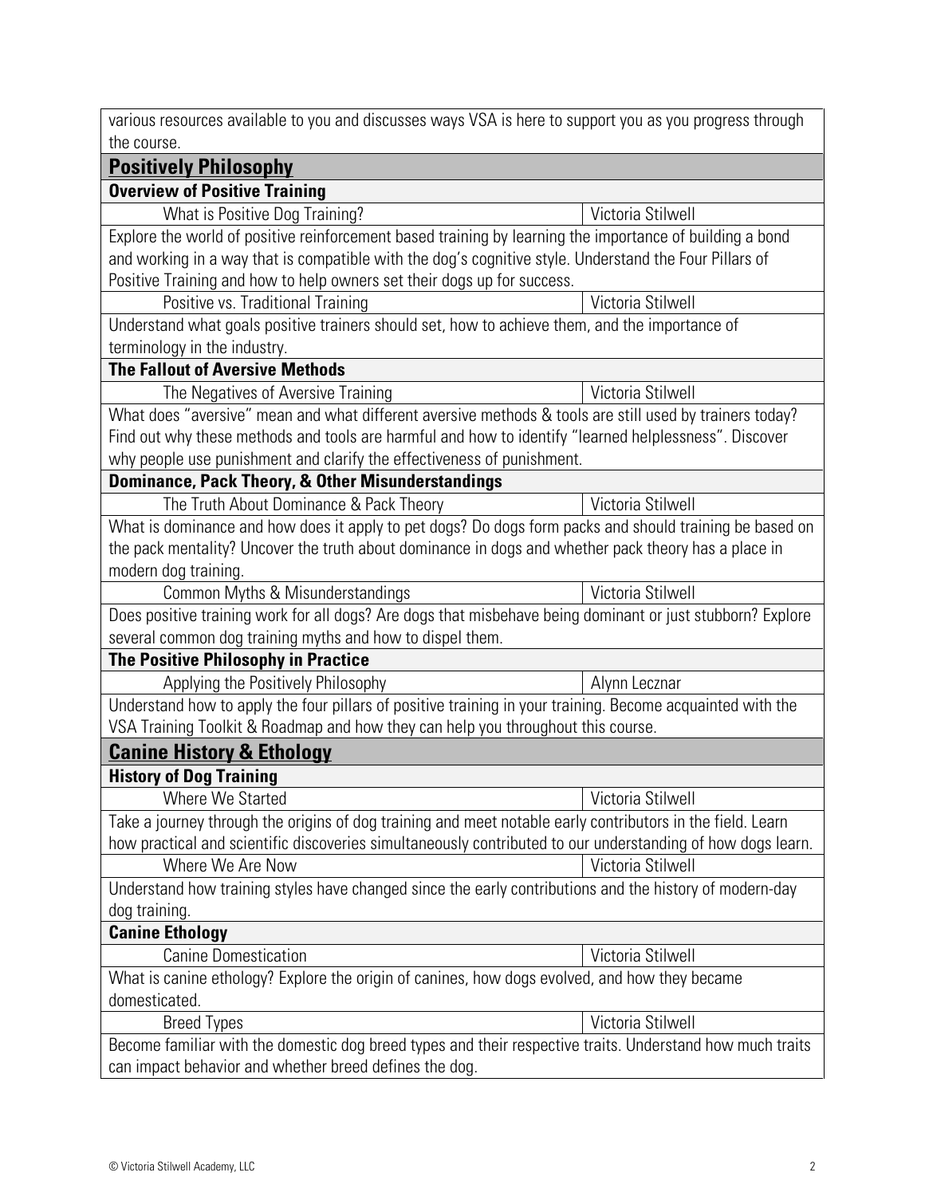various resources available to you and discusses ways VSA is here to support you as you progress through the course.

## Positively Philosophy

### Overview of Positive Training

| What is Positive Dog Training? | Victoria Stilwell |
|---|---|

Explore the world of positive reinforcement based training by learning the importance of building a bond and working in a way that is compatible with the dog's cognitive style. Understand the Four Pillars of Positive Training and how to help owners set their dogs up for success.

| Positive vs. Traditional Training | Victoria Stilwell |
|---|---|

Understand what goals positive trainers should set, how to achieve them, and the importance of terminology in the industry.

### The Fallout of Aversive Methods

| The Negatives of Aversive Training | Victoria Stilwell |
|---|---|

What does "aversive" mean and what different aversive methods & tools are still used by trainers today? Find out why these methods and tools are harmful and how to identify "learned helplessness". Discover why people use punishment and clarify the effectiveness of punishment.

### Dominance, Pack Theory, & Other Misunderstandings

| The Truth About Dominance & Pack Theory | Victoria Stilwell |
|---|---|

What is dominance and how does it apply to pet dogs? Do dogs form packs and should training be based on the pack mentality? Uncover the truth about dominance in dogs and whether pack theory has a place in modern dog training.

| Common Myths & Misunderstandings | Victoria Stilwell |
|---|---|

Does positive training work for all dogs? Are dogs that misbehave being dominant or just stubborn? Explore several common dog training myths and how to dispel them.

### The Positive Philosophy in Practice

| Applying the Positively Philosophy | Alynn Lecznar |
|---|---|

Understand how to apply the four pillars of positive training in your training. Become acquainted with the VSA Training Toolkit & Roadmap and how they can help you throughout this course.

## Canine History & Ethology

### History of Dog Training

| Where We Started | Victoria Stilwell |
|---|---|

Take a journey through the origins of dog training and meet notable early contributors in the field. Learn how practical and scientific discoveries simultaneously contributed to our understanding of how dogs learn.

| Where We Are Now | Victoria Stilwell |
|---|---|

Understand how training styles have changed since the early contributions and the history of modern-day dog training.

### Canine Ethology

| Canine Domestication | Victoria Stilwell |
|---|---|

What is canine ethology? Explore the origin of canines, how dogs evolved, and how they became domesticated.

| Breed Types | Victoria Stilwell |
|---|---|

Become familiar with the domestic dog breed types and their respective traits. Understand how much traits can impact behavior and whether breed defines the dog.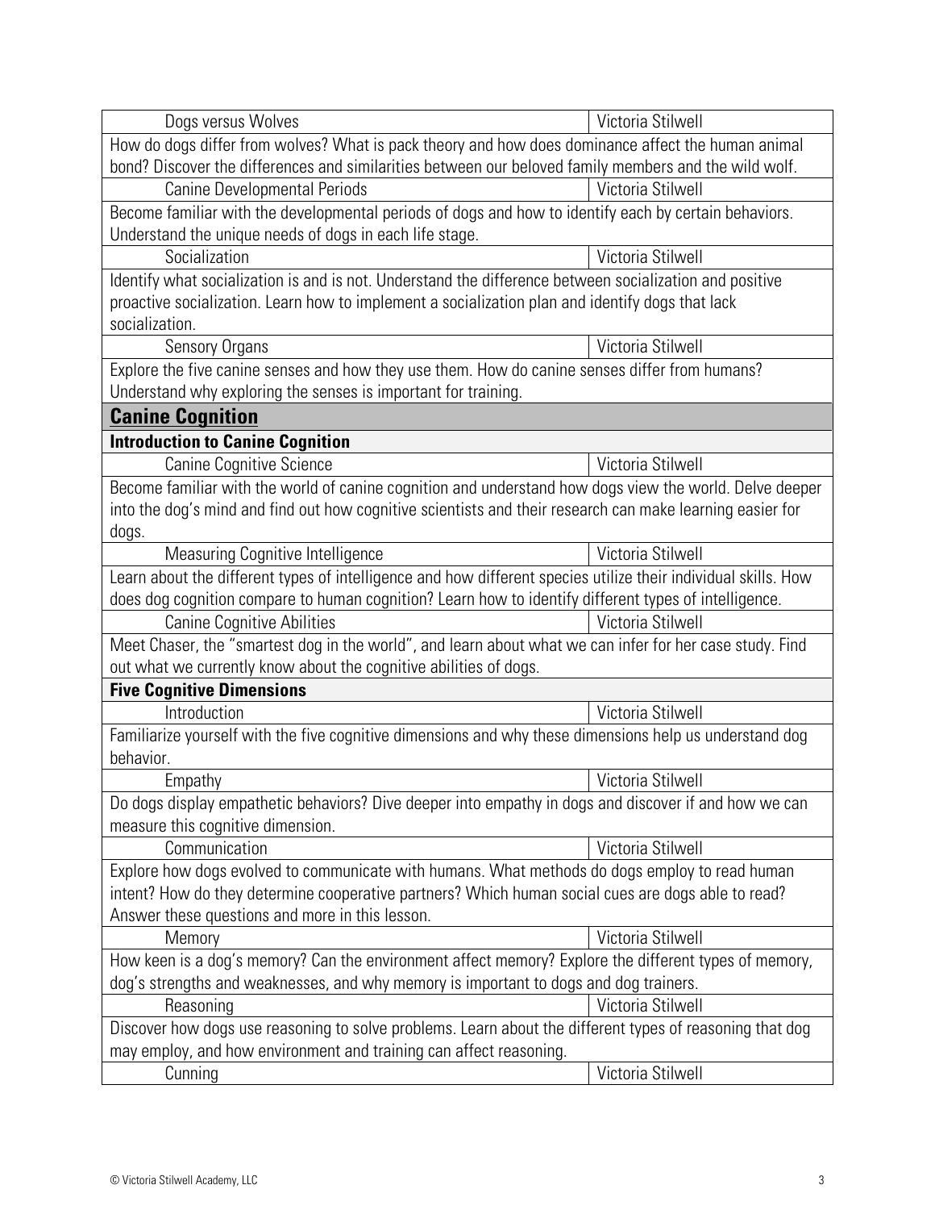| Dogs versus Wolves | Victoria Stilwell |
|---|---|
| How do dogs differ from wolves? What is pack theory and how does dominance affect the human animal bond? Discover the differences and similarities between our beloved family members and the wild wolf. | |
| Canine Developmental Periods | Victoria Stilwell |
| Become familiar with the developmental periods of dogs and how to identify each by certain behaviors. Understand the unique needs of dogs in each life stage. | |
| Socialization | Victoria Stilwell |
| Identify what socialization is and is not. Understand the difference between socialization and positive proactive socialization. Learn how to implement a socialization plan and identify dogs that lack socialization. | |
| Sensory Organs | Victoria Stilwell |
| Explore the five canine senses and how they use them. How do canine senses differ from humans? Understand why exploring the senses is important for training. | |
| **Canine Cognition** | |
| **Introduction to Canine Cognition** | |
| Canine Cognitive Science | Victoria Stilwell |
| Become familiar with the world of canine cognition and understand how dogs view the world. Delve deeper into the dog's mind and find out how cognitive scientists and their research can make learning easier for dogs. | |
| Measuring Cognitive Intelligence | Victoria Stilwell |
| Learn about the different types of intelligence and how different species utilize their individual skills. How does dog cognition compare to human cognition? Learn how to identify different types of intelligence. | |
| Canine Cognitive Abilities | Victoria Stilwell |
| Meet Chaser, the "smartest dog in the world", and learn about what we can infer for her case study. Find out what we currently know about the cognitive abilities of dogs. | |
| **Five Cognitive Dimensions** | |
| Introduction | Victoria Stilwell |
| Familiarize yourself with the five cognitive dimensions and why these dimensions help us understand dog behavior. | |
| Empathy | Victoria Stilwell |
| Do dogs display empathetic behaviors? Dive deeper into empathy in dogs and discover if and how we can measure this cognitive dimension. | |
| Communication | Victoria Stilwell |
| Explore how dogs evolved to communicate with humans. What methods do dogs employ to read human intent? How do they determine cooperative partners? Which human social cues are dogs able to read? Answer these questions and more in this lesson. | |
| Memory | Victoria Stilwell |
| How keen is a dog's memory? Can the environment affect memory? Explore the different types of memory, dog's strengths and weaknesses, and why memory is important to dogs and dog trainers. | |
| Reasoning | Victoria Stilwell |
| Discover how dogs use reasoning to solve problems. Learn about the different types of reasoning that dog may employ, and how environment and training can affect reasoning. | |
| Cunning | Victoria Stilwell |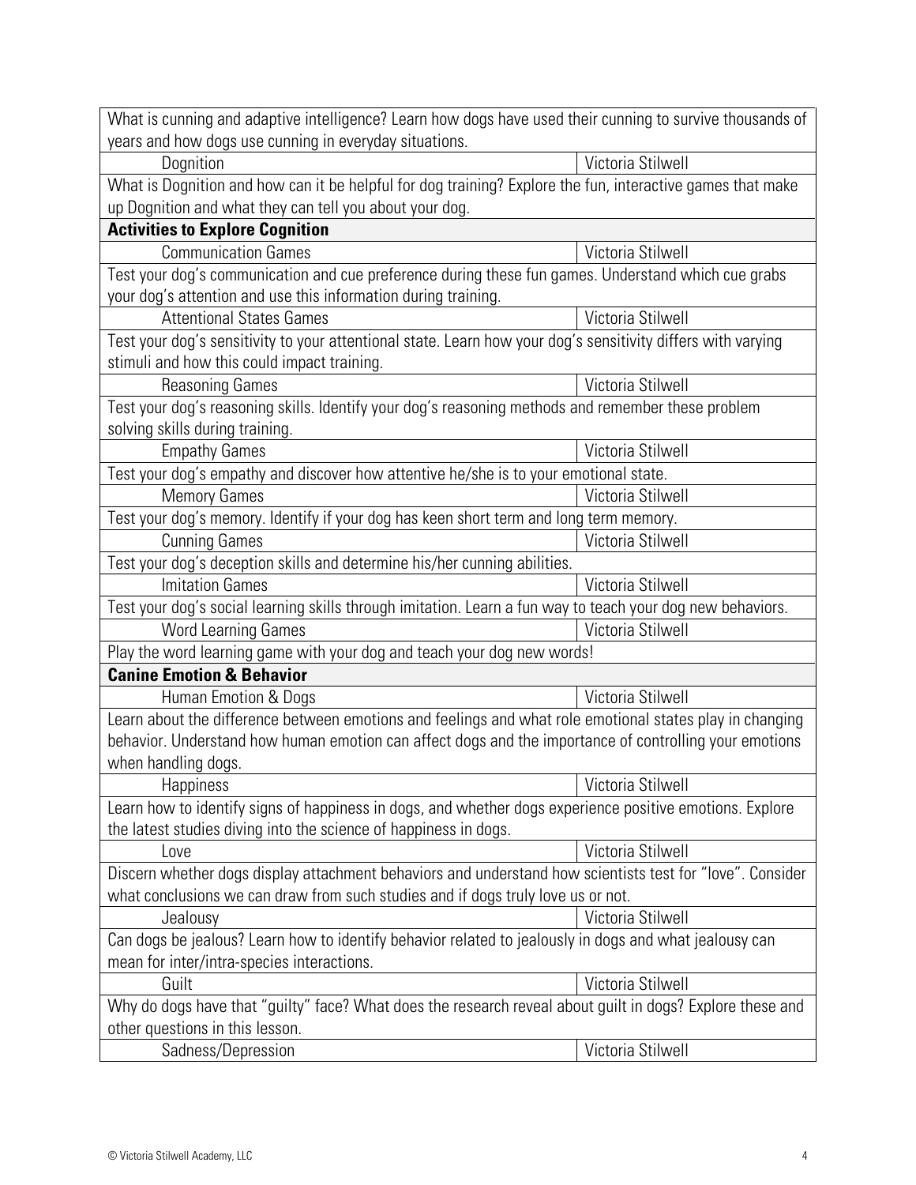| | |
|---|---|
| What is cunning and adaptive intelligence? Learn how dogs have used their cunning to survive thousands of years and how dogs use cunning in everyday situations. | |
| Dognition | Victoria Stilwell |
| What is Dognition and how can it be helpful for dog training? Explore the fun, interactive games that make up Dognition and what they can tell you about your dog. | |
| **Activities to Explore Cognition** | |
| Communication Games | Victoria Stilwell |
| Test your dog's communication and cue preference during these fun games. Understand which cue grabs your dog's attention and use this information during training. | |
| Attentional States Games | Victoria Stilwell |
| Test your dog's sensitivity to your attentional state. Learn how your dog's sensitivity differs with varying stimuli and how this could impact training. | |
| Reasoning Games | Victoria Stilwell |
| Test your dog's reasoning skills. Identify your dog's reasoning methods and remember these problem solving skills during training. | |
| Empathy Games | Victoria Stilwell |
| Test your dog's empathy and discover how attentive he/she is to your emotional state. | |
| Memory Games | Victoria Stilwell |
| Test your dog's memory. Identify if your dog has keen short term and long term memory. | |
| Cunning Games | Victoria Stilwell |
| Test your dog's deception skills and determine his/her cunning abilities. | |
| Imitation Games | Victoria Stilwell |
| Test your dog's social learning skills through imitation. Learn a fun way to teach your dog new behaviors. | |
| Word Learning Games | Victoria Stilwell |
| Play the word learning game with your dog and teach your dog new words! | |
| **Canine Emotion & Behavior** | |
| Human Emotion & Dogs | Victoria Stilwell |
| Learn about the difference between emotions and feelings and what role emotional states play in changing behavior. Understand how human emotion can affect dogs and the importance of controlling your emotions when handling dogs. | |
| Happiness | Victoria Stilwell |
| Learn how to identify signs of happiness in dogs, and whether dogs experience positive emotions. Explore the latest studies diving into the science of happiness in dogs. | |
| Love | Victoria Stilwell |
| Discern whether dogs display attachment behaviors and understand how scientists test for "love". Consider what conclusions we can draw from such studies and if dogs truly love us or not. | |
| Jealousy | Victoria Stilwell |
| Can dogs be jealous? Learn how to identify behavior related to jealously in dogs and what jealousy can mean for inter/intra-species interactions. | |
| Guilt | Victoria Stilwell |
| Why do dogs have that "guilty" face? What does the research reveal about guilt in dogs? Explore these and other questions in this lesson. | |
| Sadness/Depression | Victoria Stilwell |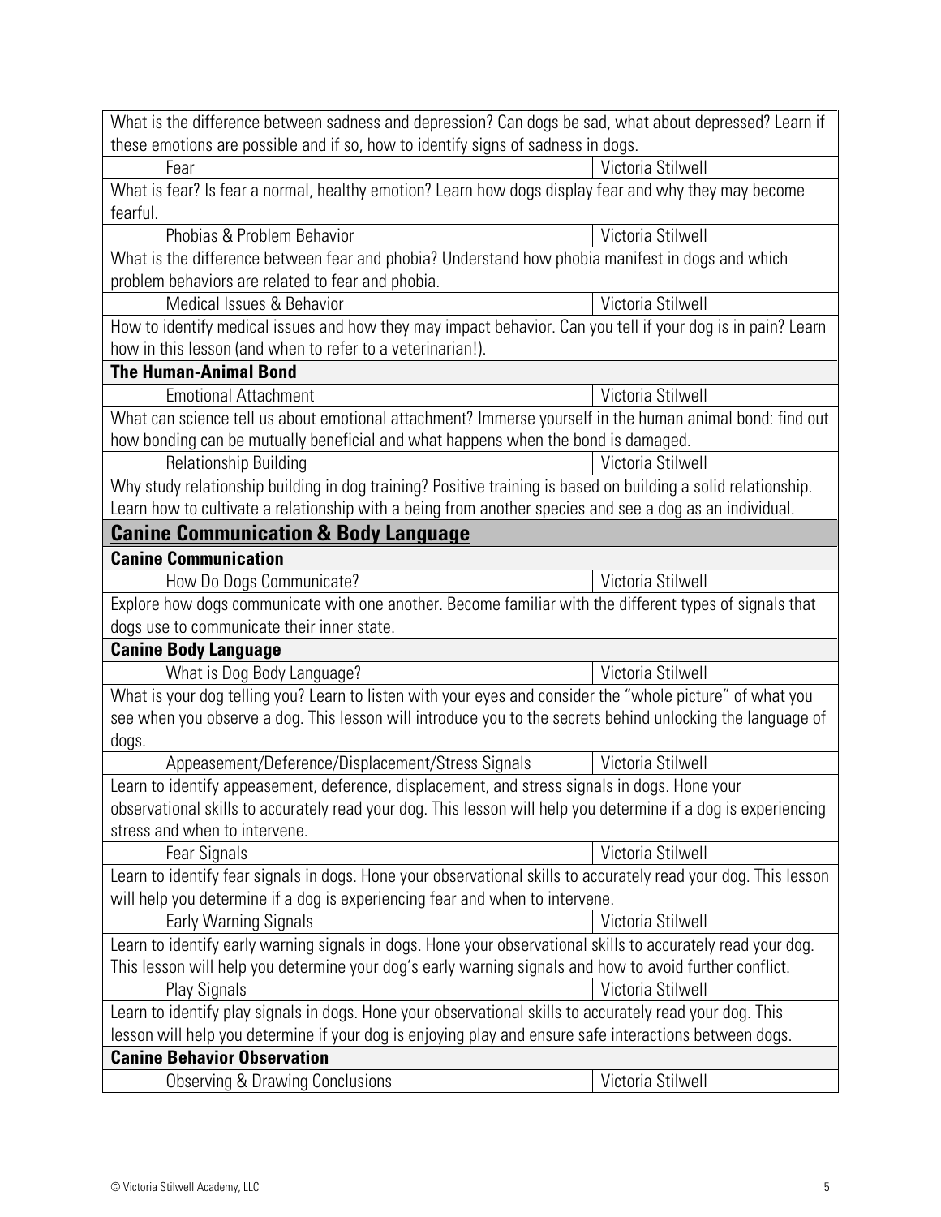What is the difference between sadness and depression? Can dogs be sad, what about depressed? Learn if these emotions are possible and if so, how to identify signs of sadness in dogs.

| Fear | Victoria Stilwell |
|---|---|

What is fear? Is fear a normal, healthy emotion? Learn how dogs display fear and why they may become fearful.

| Phobias & Problem Behavior | Victoria Stilwell |
|---|---|

What is the difference between fear and phobia? Understand how phobia manifest in dogs and which problem behaviors are related to fear and phobia.

| Medical Issues & Behavior | Victoria Stilwell |
|---|---|

How to identify medical issues and how they may impact behavior. Can you tell if your dog is in pain? Learn how in this lesson (and when to refer to a veterinarian!).

**The Human-Animal Bond**

| Emotional Attachment | Victoria Stilwell |
|---|---|

What can science tell us about emotional attachment? Immerse yourself in the human animal bond: find out how bonding can be mutually beneficial and what happens when the bond is damaged.

| Relationship Building | Victoria Stilwell |
|---|---|

Why study relationship building in dog training? Positive training is based on building a solid relationship. Learn how to cultivate a relationship with a being from another species and see a dog as an individual.

## Canine Communication & Body Language

**Canine Communication**

| How Do Dogs Communicate? | Victoria Stilwell |
|---|---|

Explore how dogs communicate with one another. Become familiar with the different types of signals that dogs use to communicate their inner state.

**Canine Body Language**

| What is Dog Body Language? | Victoria Stilwell |
|---|---|

What is your dog telling you? Learn to listen with your eyes and consider the "whole picture" of what you see when you observe a dog. This lesson will introduce you to the secrets behind unlocking the language of dogs.

| Appeasement/Deference/Displacement/Stress Signals | Victoria Stilwell |
|---|---|

Learn to identify appeasement, deference, displacement, and stress signals in dogs. Hone your observational skills to accurately read your dog. This lesson will help you determine if a dog is experiencing stress and when to intervene.

| Fear Signals | Victoria Stilwell |
|---|---|

Learn to identify fear signals in dogs. Hone your observational skills to accurately read your dog. This lesson will help you determine if a dog is experiencing fear and when to intervene.

| Early Warning Signals | Victoria Stilwell |
|---|---|

Learn to identify early warning signals in dogs. Hone your observational skills to accurately read your dog. This lesson will help you determine your dog's early warning signals and how to avoid further conflict.

| Play Signals | Victoria Stilwell |
|---|---|

Learn to identify play signals in dogs. Hone your observational skills to accurately read your dog. This lesson will help you determine if your dog is enjoying play and ensure safe interactions between dogs.

**Canine Behavior Observation**

| Observing & Drawing Conclusions | Victoria Stilwell |
|---|---|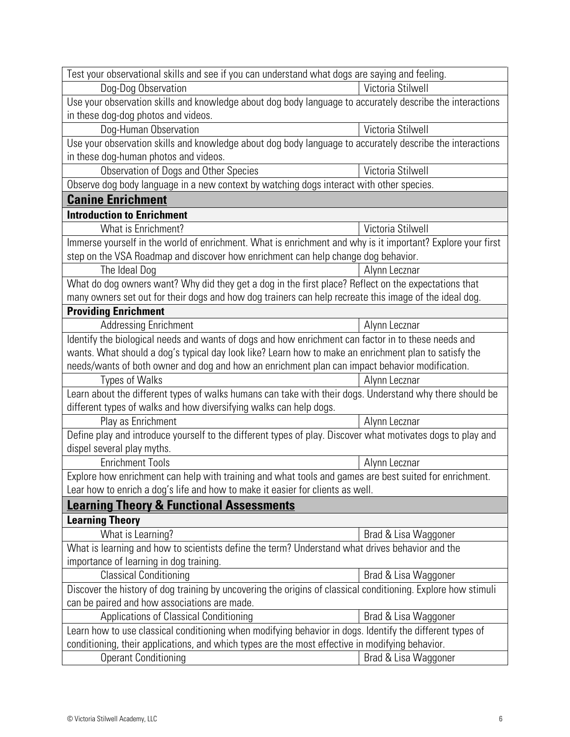| | |
|---|---|
| Test your observational skills and see if you can understand what dogs are saying and feeling. | |
| Dog-Dog Observation | Victoria Stilwell |
| Use your observation skills and knowledge about dog body language to accurately describe the interactions in these dog-dog photos and videos. | |
| Dog-Human Observation | Victoria Stilwell |
| Use your observation skills and knowledge about dog body language to accurately describe the interactions in these dog-human photos and videos. | |
| Observation of Dogs and Other Species | Victoria Stilwell |
| Observe dog body language in a new context by watching dogs interact with other species. | |
| **Canine Enrichment** | |
| **Introduction to Enrichment** | |
| What is Enrichment? | Victoria Stilwell |
| Immerse yourself in the world of enrichment. What is enrichment and why is it important? Explore your first step on the VSA Roadmap and discover how enrichment can help change dog behavior. | |
| The Ideal Dog | Alynn Lecznar |
| What do dog owners want? Why did they get a dog in the first place? Reflect on the expectations that many owners set out for their dogs and how dog trainers can help recreate this image of the ideal dog. | |
| **Providing Enrichment** | |
| Addressing Enrichment | Alynn Lecznar |
| Identify the biological needs and wants of dogs and how enrichment can factor in to these needs and wants. What should a dog's typical day look like? Learn how to make an enrichment plan to satisfy the needs/wants of both owner and dog and how an enrichment plan can impact behavior modification. | |
| Types of Walks | Alynn Lecznar |
| Learn about the different types of walks humans can take with their dogs. Understand why there should be different types of walks and how diversifying walks can help dogs. | |
| Play as Enrichment | Alynn Lecznar |
| Define play and introduce yourself to the different types of play. Discover what motivates dogs to play and dispel several play myths. | |
| Enrichment Tools | Alynn Lecznar |
| Explore how enrichment can help with training and what tools and games are best suited for enrichment. Lear how to enrich a dog's life and how to make it easier for clients as well. | |
| **Learning Theory & Functional Assessments** | |
| **Learning Theory** | |
| What is Learning? | Brad & Lisa Waggoner |
| What is learning and how to scientists define the term? Understand what drives behavior and the importance of learning in dog training. | |
| Classical Conditioning | Brad & Lisa Waggoner |
| Discover the history of dog training by uncovering the origins of classical conditioning. Explore how stimuli can be paired and how associations are made. | |
| Applications of Classical Conditioning | Brad & Lisa Waggoner |
| Learn how to use classical conditioning when modifying behavior in dogs. Identify the different types of conditioning, their applications, and which types are the most effective in modifying behavior. | |
| Operant Conditioning | Brad & Lisa Waggoner |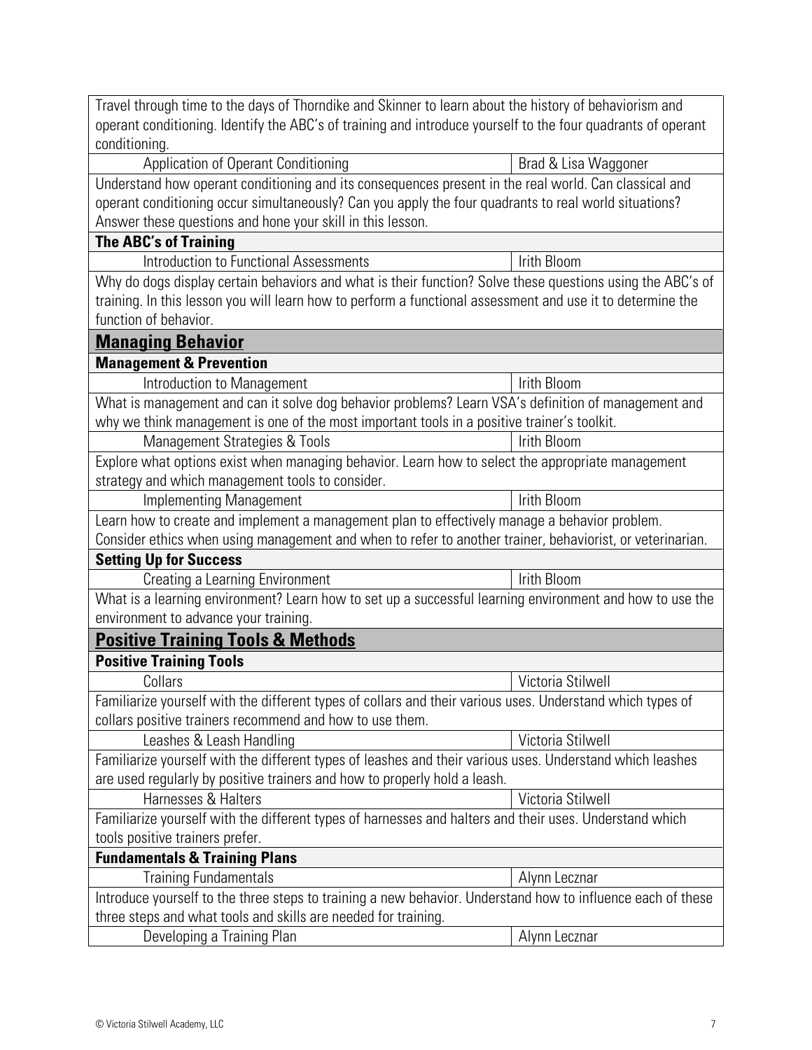Travel through time to the days of Thorndike and Skinner to learn about the history of behaviorism and operant conditioning. Identify the ABC's of training and introduce yourself to the four quadrants of operant conditioning.

| Application of Operant Conditioning | Brad & Lisa Waggoner |
|---|---|

Understand how operant conditioning and its consequences present in the real world. Can classical and operant conditioning occur simultaneously? Can you apply the four quadrants to real world situations? Answer these questions and hone your skill in this lesson.

**The ABC's of Training**

| Introduction to Functional Assessments | Irith Bloom |
|---|---|

Why do dogs display certain behaviors and what is their function? Solve these questions using the ABC's of training. In this lesson you will learn how to perform a functional assessment and use it to determine the function of behavior.

## Managing Behavior

**Management & Prevention**

| Introduction to Management | Irith Bloom |
|---|---|

What is management and can it solve dog behavior problems? Learn VSA's definition of management and why we think management is one of the most important tools in a positive trainer's toolkit.

| Management Strategies & Tools | Irith Bloom |
|---|---|

Explore what options exist when managing behavior. Learn how to select the appropriate management strategy and which management tools to consider.

| Implementing Management | Irith Bloom |
|---|---|

Learn how to create and implement a management plan to effectively manage a behavior problem. Consider ethics when using management and when to refer to another trainer, behaviorist, or veterinarian.

**Setting Up for Success**

| Creating a Learning Environment | Irith Bloom |
|---|---|

What is a learning environment? Learn how to set up a successful learning environment and how to use the environment to advance your training.

## Positive Training Tools & Methods

**Positive Training Tools**

| Collars | Victoria Stilwell |
|---|---|

Familiarize yourself with the different types of collars and their various uses. Understand which types of collars positive trainers recommend and how to use them.

| Leashes & Leash Handling | Victoria Stilwell |
|---|---|

Familiarize yourself with the different types of leashes and their various uses. Understand which leashes are used regularly by positive trainers and how to properly hold a leash.

| Harnesses & Halters | Victoria Stilwell |
|---|---|

Familiarize yourself with the different types of harnesses and halters and their uses. Understand which tools positive trainers prefer.

**Fundamentals & Training Plans**

| Training Fundamentals | Alynn Lecznar |
|---|---|

Introduce yourself to the three steps to training a new behavior. Understand how to influence each of these three steps and what tools and skills are needed for training.

| Developing a Training Plan | Alynn Lecznar |
|---|---|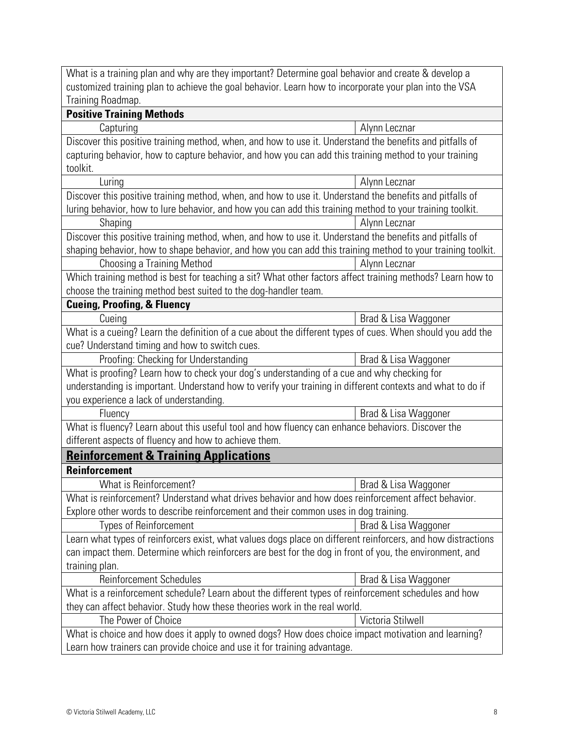| | |
|---|---|
| What is a training plan and why are they important? Determine goal behavior and create & develop a customized training plan to achieve the goal behavior. Learn how to incorporate your plan into the VSA Training Roadmap. | |
| **Positive Training Methods** | |
| Capturing | Alynn Lecznar |
| Discover this positive training method, when, and how to use it. Understand the benefits and pitfalls of capturing behavior, how to capture behavior, and how you can add this training method to your training toolkit. | |
| Luring | Alynn Lecznar |
| Discover this positive training method, when, and how to use it. Understand the benefits and pitfalls of luring behavior, how to lure behavior, and how you can add this training method to your training toolkit. | |
| Shaping | Alynn Lecznar |
| Discover this positive training method, when, and how to use it. Understand the benefits and pitfalls of shaping behavior, how to shape behavior, and how you can add this training method to your training toolkit. | |
| Choosing a Training Method | Alynn Lecznar |
| Which training method is best for teaching a sit? What other factors affect training methods? Learn how to choose the training method best suited to the dog-handler team. | |
| **Cueing, Proofing, & Fluency** | |
| Cueing | Brad & Lisa Waggoner |
| What is a cueing? Learn the definition of a cue about the different types of cues. When should you add the cue? Understand timing and how to switch cues. | |
| Proofing: Checking for Understanding | Brad & Lisa Waggoner |
| What is proofing? Learn how to check your dog's understanding of a cue and why checking for understanding is important. Understand how to verify your training in different contexts and what to do if you experience a lack of understanding. | |
| Fluency | Brad & Lisa Waggoner |
| What is fluency? Learn about this useful tool and how fluency can enhance behaviors. Discover the different aspects of fluency and how to achieve them. | |
| **Reinforcement & Training Applications** | |
| **Reinforcement** | |
| What is Reinforcement? | Brad & Lisa Waggoner |
| What is reinforcement? Understand what drives behavior and how does reinforcement affect behavior. Explore other words to describe reinforcement and their common uses in dog training. | |
| Types of Reinforcement | Brad & Lisa Waggoner |
| Learn what types of reinforcers exist, what values dogs place on different reinforcers, and how distractions can impact them. Determine which reinforcers are best for the dog in front of you, the environment, and training plan. | |
| Reinforcement Schedules | Brad & Lisa Waggoner |
| What is a reinforcement schedule? Learn about the different types of reinforcement schedules and how they can affect behavior. Study how these theories work in the real world. | |
| The Power of Choice | Victoria Stilwell |
| What is choice and how does it apply to owned dogs? How does choice impact motivation and learning? Learn how trainers can provide choice and use it for training advantage. | |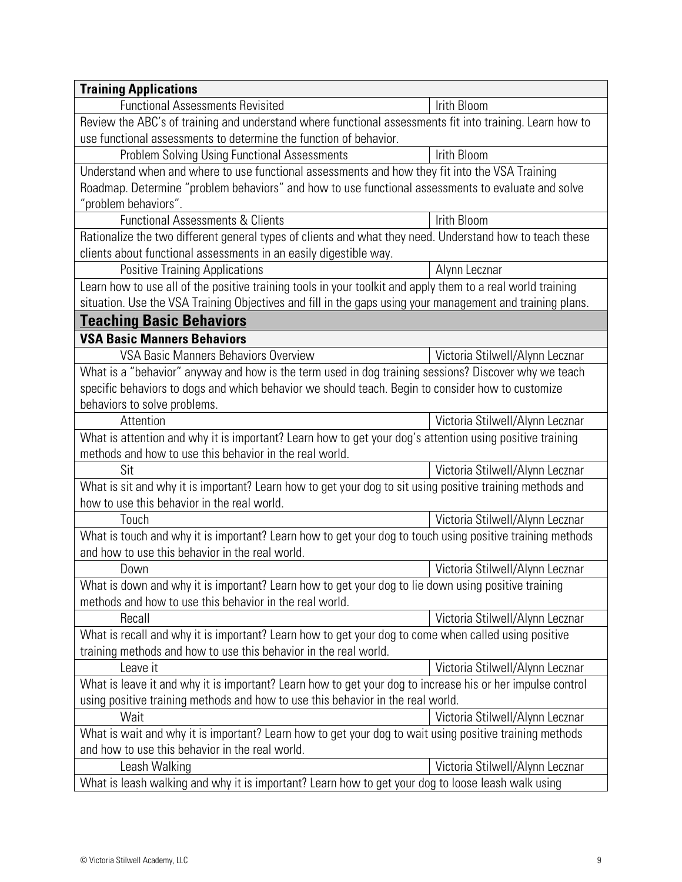| **Training Applications** | |
|---|---|
| Functional Assessments Revisited | Irith Bloom |
| Review the ABC's of training and understand where functional assessments fit into training. Learn how to use functional assessments to determine the function of behavior. | |
| Problem Solving Using Functional Assessments | Irith Bloom |
| Understand when and where to use functional assessments and how they fit into the VSA Training Roadmap. Determine "problem behaviors" and how to use functional assessments to evaluate and solve "problem behaviors". | |
| Functional Assessments & Clients | Irith Bloom |
| Rationalize the two different general types of clients and what they need. Understand how to teach these clients about functional assessments in an easily digestible way. | |
| Positive Training Applications | Alynn Lecznar |
| Learn how to use all of the positive training tools in your toolkit and apply them to a real world training situation. Use the VSA Training Objectives and fill in the gaps using your management and training plans. | |
| **Teaching Basic Behaviors** | |
| **VSA Basic Manners Behaviors** | |
| VSA Basic Manners Behaviors Overview | Victoria Stilwell/Alynn Lecznar |
| What is a "behavior" anyway and how is the term used in dog training sessions? Discover why we teach specific behaviors to dogs and which behavior we should teach. Begin to consider how to customize behaviors to solve problems. | |
| Attention | Victoria Stilwell/Alynn Lecznar |
| What is attention and why it is important? Learn how to get your dog's attention using positive training methods and how to use this behavior in the real world. | |
| Sit | Victoria Stilwell/Alynn Lecznar |
| What is sit and why it is important? Learn how to get your dog to sit using positive training methods and how to use this behavior in the real world. | |
| Touch | Victoria Stilwell/Alynn Lecznar |
| What is touch and why it is important? Learn how to get your dog to touch using positive training methods and how to use this behavior in the real world. | |
| Down | Victoria Stilwell/Alynn Lecznar |
| What is down and why it is important? Learn how to get your dog to lie down using positive training methods and how to use this behavior in the real world. | |
| Recall | Victoria Stilwell/Alynn Lecznar |
| What is recall and why it is important? Learn how to get your dog to come when called using positive training methods and how to use this behavior in the real world. | |
| Leave it | Victoria Stilwell/Alynn Lecznar |
| What is leave it and why it is important? Learn how to get your dog to increase his or her impulse control using positive training methods and how to use this behavior in the real world. | |
| Wait | Victoria Stilwell/Alynn Lecznar |
| What is wait and why it is important? Learn how to get your dog to wait using positive training methods and how to use this behavior in the real world. | |
| Leash Walking | Victoria Stilwell/Alynn Lecznar |
| What is leash walking and why it is important? Learn how to get your dog to loose leash walk using | |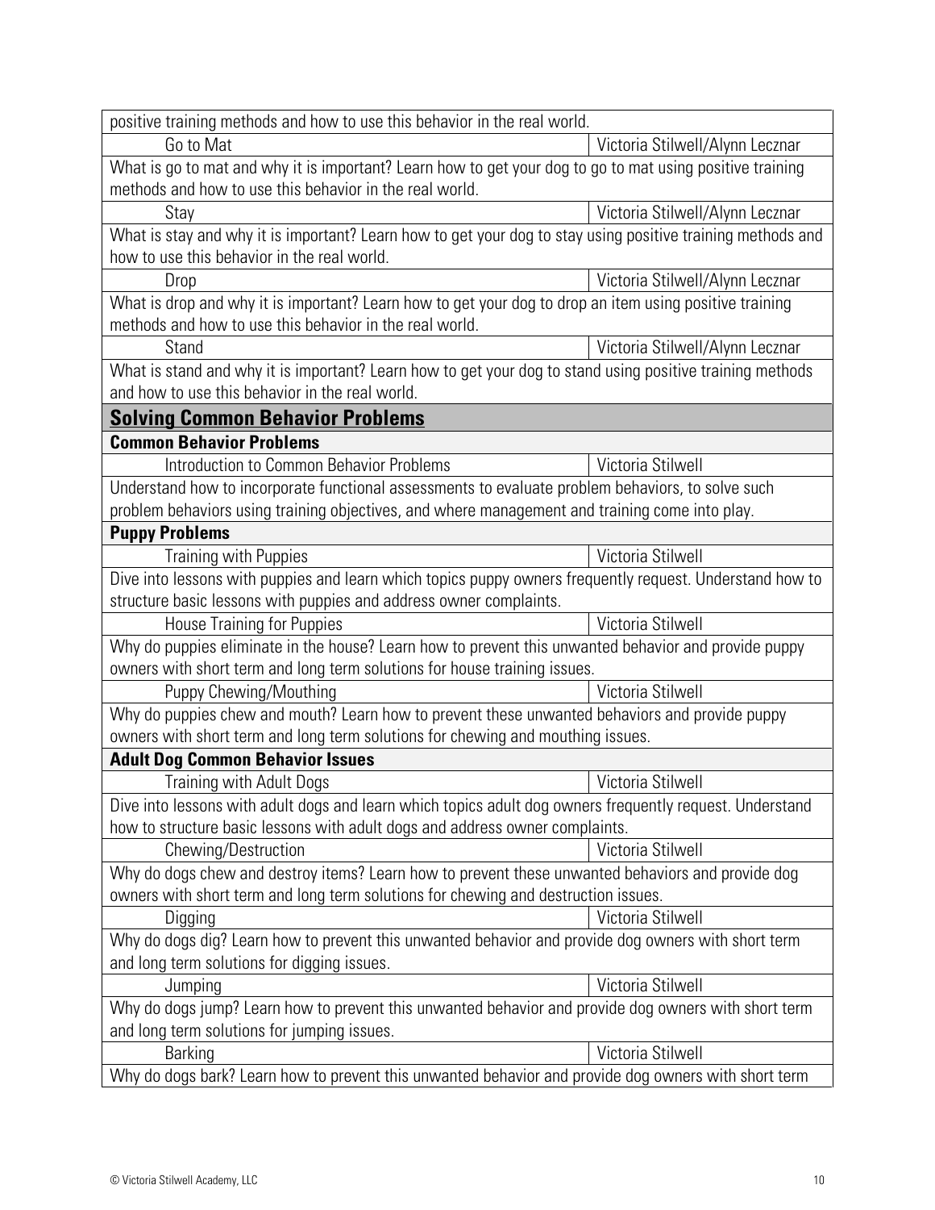| | |
|---|---|
| positive training methods and how to use this behavior in the real world. | |
| Go to Mat | Victoria Stilwell/Alynn Lecznar |
| What is go to mat and why it is important? Learn how to get your dog to go to mat using positive training methods and how to use this behavior in the real world. | |
| Stay | Victoria Stilwell/Alynn Lecznar |
| What is stay and why it is important? Learn how to get your dog to stay using positive training methods and how to use this behavior in the real world. | |
| Drop | Victoria Stilwell/Alynn Lecznar |
| What is drop and why it is important? Learn how to get your dog to drop an item using positive training methods and how to use this behavior in the real world. | |
| Stand | Victoria Stilwell/Alynn Lecznar |
| What is stand and why it is important? Learn how to get your dog to stand using positive training methods and how to use this behavior in the real world. | |
| **Solving Common Behavior Problems** | |
| **Common Behavior Problems** | |
| Introduction to Common Behavior Problems | Victoria Stilwell |
| Understand how to incorporate functional assessments to evaluate problem behaviors, to solve such problem behaviors using training objectives, and where management and training come into play. | |
| **Puppy Problems** | |
| Training with Puppies | Victoria Stilwell |
| Dive into lessons with puppies and learn which topics puppy owners frequently request. Understand how to structure basic lessons with puppies and address owner complaints. | |
| House Training for Puppies | Victoria Stilwell |
| Why do puppies eliminate in the house? Learn how to prevent this unwanted behavior and provide puppy owners with short term and long term solutions for house training issues. | |
| Puppy Chewing/Mouthing | Victoria Stilwell |
| Why do puppies chew and mouth? Learn how to prevent these unwanted behaviors and provide puppy owners with short term and long term solutions for chewing and mouthing issues. | |
| **Adult Dog Common Behavior Issues** | |
| Training with Adult Dogs | Victoria Stilwell |
| Dive into lessons with adult dogs and learn which topics adult dog owners frequently request. Understand how to structure basic lessons with adult dogs and address owner complaints. | |
| Chewing/Destruction | Victoria Stilwell |
| Why do dogs chew and destroy items? Learn how to prevent these unwanted behaviors and provide dog owners with short term and long term solutions for chewing and destruction issues. | |
| Digging | Victoria Stilwell |
| Why do dogs dig? Learn how to prevent this unwanted behavior and provide dog owners with short term and long term solutions for digging issues. | |
| Jumping | Victoria Stilwell |
| Why do dogs jump? Learn how to prevent this unwanted behavior and provide dog owners with short term and long term solutions for jumping issues. | |
| Barking | Victoria Stilwell |
| Why do dogs bark? Learn how to prevent this unwanted behavior and provide dog owners with short term | |

© Victoria Stilwell Academy, LLC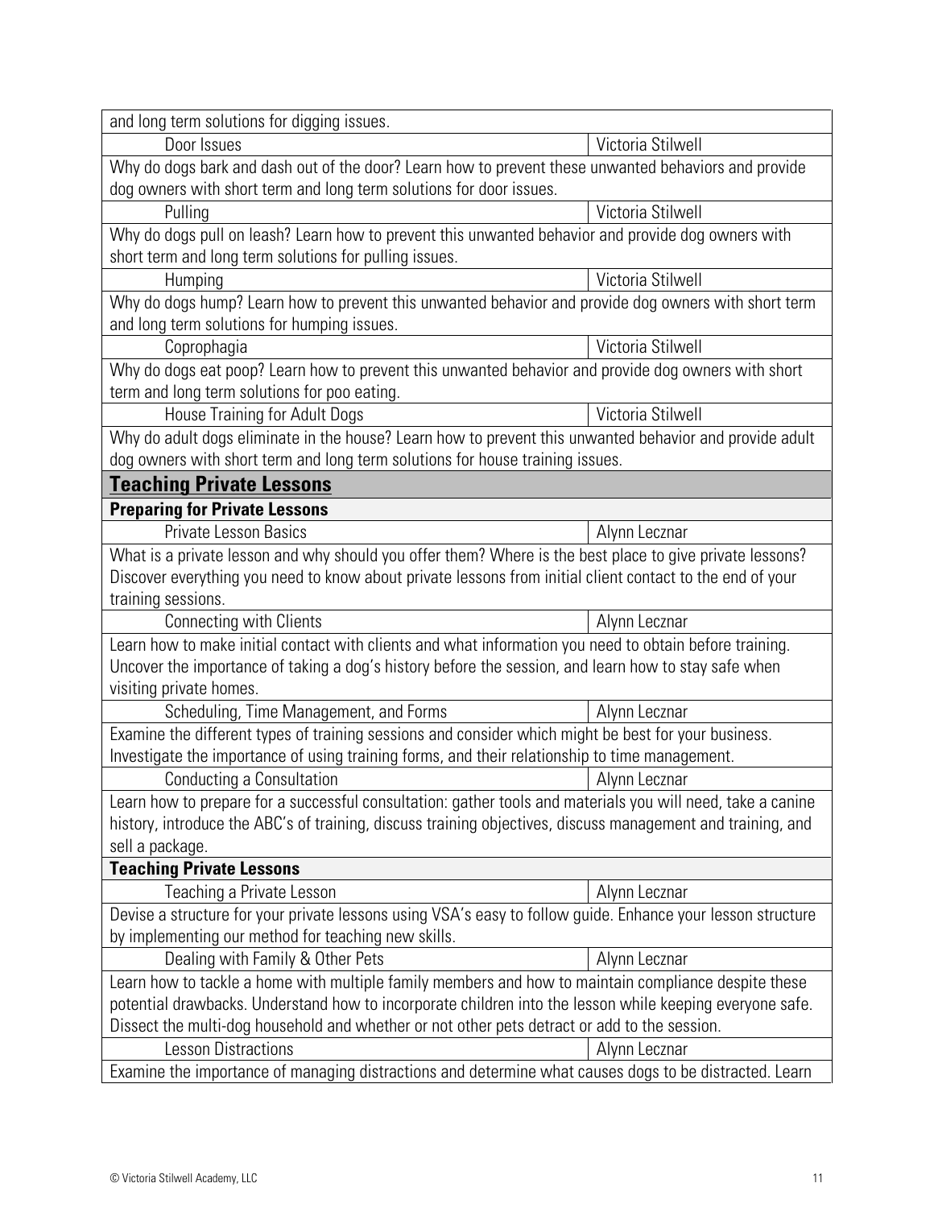| | |
|---|---|
| and long term solutions for digging issues. | |
| Door Issues | Victoria Stilwell |
| Why do dogs bark and dash out of the door? Learn how to prevent these unwanted behaviors and provide dog owners with short term and long term solutions for door issues. | |
| Pulling | Victoria Stilwell |
| Why do dogs pull on leash? Learn how to prevent this unwanted behavior and provide dog owners with short term and long term solutions for pulling issues. | |
| Humping | Victoria Stilwell |
| Why do dogs hump? Learn how to prevent this unwanted behavior and provide dog owners with short term and long term solutions for humping issues. | |
| Coprophagia | Victoria Stilwell |
| Why do dogs eat poop? Learn how to prevent this unwanted behavior and provide dog owners with short term and long term solutions for poo eating. | |
| House Training for Adult Dogs | Victoria Stilwell |
| Why do adult dogs eliminate in the house? Learn how to prevent this unwanted behavior and provide adult dog owners with short term and long term solutions for house training issues. | |
| **Teaching Private Lessons** | |
| **Preparing for Private Lessons** | |
| Private Lesson Basics | Alynn Lecznar |
| What is a private lesson and why should you offer them? Where is the best place to give private lessons? Discover everything you need to know about private lessons from initial client contact to the end of your training sessions. | |
| Connecting with Clients | Alynn Lecznar |
| Learn how to make initial contact with clients and what information you need to obtain before training. Uncover the importance of taking a dog's history before the session, and learn how to stay safe when visiting private homes. | |
| Scheduling, Time Management, and Forms | Alynn Lecznar |
| Examine the different types of training sessions and consider which might be best for your business. Investigate the importance of using training forms, and their relationship to time management. | |
| Conducting a Consultation | Alynn Lecznar |
| Learn how to prepare for a successful consultation: gather tools and materials you will need, take a canine history, introduce the ABC's of training, discuss training objectives, discuss management and training, and sell a package. | |
| **Teaching Private Lessons** | |
| Teaching a Private Lesson | Alynn Lecznar |
| Devise a structure for your private lessons using VSA's easy to follow guide. Enhance your lesson structure by implementing our method for teaching new skills. | |
| Dealing with Family & Other Pets | Alynn Lecznar |
| Learn how to tackle a home with multiple family members and how to maintain compliance despite these potential drawbacks. Understand how to incorporate children into the lesson while keeping everyone safe. Dissect the multi-dog household and whether or not other pets detract or add to the session. | |
| Lesson Distractions | Alynn Lecznar |
| Examine the importance of managing distractions and determine what causes dogs to be distracted. Learn | |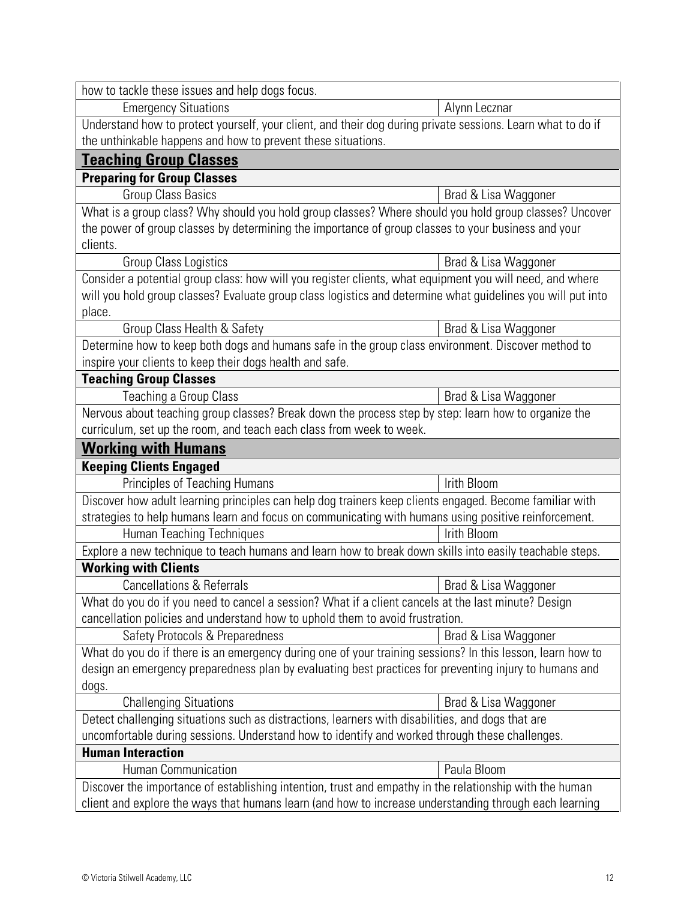how to tackle these issues and help dogs focus.

| Emergency Situations | Alynn Lecznar |
|---|---|

Understand how to protect yourself, your client, and their dog during private sessions. Learn what to do if the unthinkable happens and how to prevent these situations.

## Teaching Group Classes

### Preparing for Group Classes

| Group Class Basics | Brad & Lisa Waggoner |
|---|---|

What is a group class? Why should you hold group classes? Where should you hold group classes? Uncover the power of group classes by determining the importance of group classes to your business and your clients.

| Group Class Logistics | Brad & Lisa Waggoner |
|---|---|

Consider a potential group class: how will you register clients, what equipment you will need, and where will you hold group classes? Evaluate group class logistics and determine what guidelines you will put into place.

| Group Class Health & Safety | Brad & Lisa Waggoner |
|---|---|

Determine how to keep both dogs and humans safe in the group class environment. Discover method to inspire your clients to keep their dogs health and safe.

### Teaching Group Classes

| Teaching a Group Class | Brad & Lisa Waggoner |
|---|---|

Nervous about teaching group classes? Break down the process step by step: learn how to organize the curriculum, set up the room, and teach each class from week to week.

## Working with Humans

### Keeping Clients Engaged

| Principles of Teaching Humans | Irith Bloom |
|---|---|

Discover how adult learning principles can help dog trainers keep clients engaged. Become familiar with strategies to help humans learn and focus on communicating with humans using positive reinforcement.

| Human Teaching Techniques | Irith Bloom |
|---|---|

Explore a new technique to teach humans and learn how to break down skills into easily teachable steps.

### Working with Clients

| Cancellations & Referrals | Brad & Lisa Waggoner |
|---|---|

What do you do if you need to cancel a session? What if a client cancels at the last minute? Design cancellation policies and understand how to uphold them to avoid frustration.

| Safety Protocols & Preparedness | Brad & Lisa Waggoner |
|---|---|

What do you do if there is an emergency during one of your training sessions? In this lesson, learn how to design an emergency preparedness plan by evaluating best practices for preventing injury to humans and dogs.

| Challenging Situations | Brad & Lisa Waggoner |
|---|---|

Detect challenging situations such as distractions, learners with disabilities, and dogs that are uncomfortable during sessions. Understand how to identify and worked through these challenges.

### Human Interaction

| Human Communication | Paula Bloom |
|---|---|

Discover the importance of establishing intention, trust and empathy in the relationship with the human client and explore the ways that humans learn (and how to increase understanding through each learning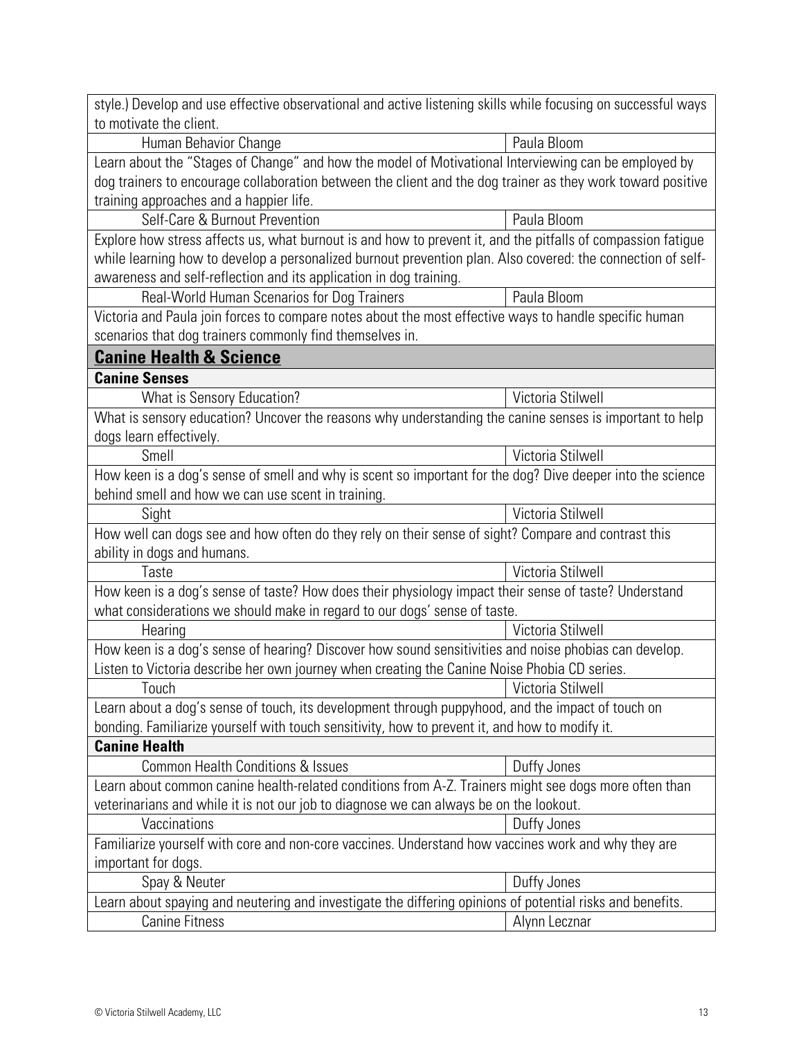| | |
|---|---|
| style.) Develop and use effective observational and active listening skills while focusing on successful ways to motivate the client. | |
| Human Behavior Change | Paula Bloom |
| Learn about the "Stages of Change" and how the model of Motivational Interviewing can be employed by dog trainers to encourage collaboration between the client and the dog trainer as they work toward positive training approaches and a happier life. | |
| Self-Care & Burnout Prevention | Paula Bloom |
| Explore how stress affects us, what burnout is and how to prevent it, and the pitfalls of compassion fatigue while learning how to develop a personalized burnout prevention plan. Also covered: the connection of self-awareness and self-reflection and its application in dog training. | |
| Real-World Human Scenarios for Dog Trainers | Paula Bloom |
| Victoria and Paula join forces to compare notes about the most effective ways to handle specific human scenarios that dog trainers commonly find themselves in. | |
| **Canine Health & Science** | |
| **Canine Senses** | |
| What is Sensory Education? | Victoria Stilwell |
| What is sensory education? Uncover the reasons why understanding the canine senses is important to help dogs learn effectively. | |
| Smell | Victoria Stilwell |
| How keen is a dog's sense of smell and why is scent so important for the dog? Dive deeper into the science behind smell and how we can use scent in training. | |
| Sight | Victoria Stilwell |
| How well can dogs see and how often do they rely on their sense of sight? Compare and contrast this ability in dogs and humans. | |
| Taste | Victoria Stilwell |
| How keen is a dog's sense of taste? How does their physiology impact their sense of taste? Understand what considerations we should make in regard to our dogs' sense of taste. | |
| Hearing | Victoria Stilwell |
| How keen is a dog's sense of hearing? Discover how sound sensitivities and noise phobias can develop. Listen to Victoria describe her own journey when creating the Canine Noise Phobia CD series. | |
| Touch | Victoria Stilwell |
| Learn about a dog's sense of touch, its development through puppyhood, and the impact of touch on bonding. Familiarize yourself with touch sensitivity, how to prevent it, and how to modify it. | |
| **Canine Health** | |
| Common Health Conditions & Issues | Duffy Jones |
| Learn about common canine health-related conditions from A-Z. Trainers might see dogs more often than veterinarians and while it is not our job to diagnose we can always be on the lookout. | |
| Vaccinations | Duffy Jones |
| Familiarize yourself with core and non-core vaccines. Understand how vaccines work and why they are important for dogs. | |
| Spay & Neuter | Duffy Jones |
| Learn about spaying and neutering and investigate the differing opinions of potential risks and benefits. | |
| Canine Fitness | Alynn Lecznar |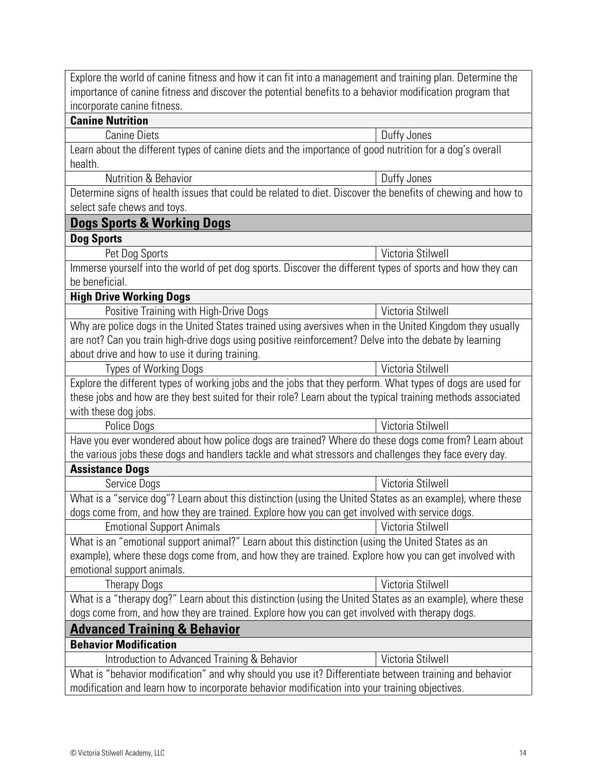| | |
|---|---|
| Explore the world of canine fitness and how it can fit into a management and training plan. Determine the importance of canine fitness and discover the potential benefits to a behavior modification program that incorporate canine fitness. | |
| **Canine Nutrition** | |
| Canine Diets | Duffy Jones |
| Learn about the different types of canine diets and the importance of good nutrition for a dog's overall health. | |
| Nutrition & Behavior | Duffy Jones |
| Determine signs of health issues that could be related to diet. Discover the benefits of chewing and how to select safe chews and toys. | |
| **Dogs Sports & Working Dogs** | |
| **Dog Sports** | |
| Pet Dog Sports | Victoria Stilwell |
| Immerse yourself into the world of pet dog sports. Discover the different types of sports and how they can be beneficial. | |
| **High Drive Working Dogs** | |
| Positive Training with High-Drive Dogs | Victoria Stilwell |
| Why are police dogs in the United States trained using aversives when in the United Kingdom they usually are not? Can you train high-drive dogs using positive reinforcement? Delve into the debate by learning about drive and how to use it during training. | |
| Types of Working Dogs | Victoria Stilwell |
| Explore the different types of working jobs and the jobs that they perform. What types of dogs are used for these jobs and how are they best suited for their role? Learn about the typical training methods associated with these dog jobs. | |
| Police Dogs | Victoria Stilwell |
| Have you ever wondered about how police dogs are trained? Where do these dogs come from? Learn about the various jobs these dogs and handlers tackle and what stressors and challenges they face every day. | |
| **Assistance Dogs** | |
| Service Dogs | Victoria Stilwell |
| What is a "service dog"? Learn about this distinction (using the United States as an example), where these dogs come from, and how they are trained. Explore how you can get involved with service dogs. | |
| Emotional Support Animals | Victoria Stilwell |
| What is an "emotional support animal?" Learn about this distinction (using the United States as an example), where these dogs come from, and how they are trained. Explore how you can get involved with emotional support animals. | |
| Therapy Dogs | Victoria Stilwell |
| What is a "therapy dog?" Learn about this distinction (using the United States as an example), where these dogs come from, and how they are trained. Explore how you can get involved with therapy dogs. | |
| **Advanced Training & Behavior** | |
| **Behavior Modification** | |
| Introduction to Advanced Training & Behavior | Victoria Stilwell |
| What is "behavior modification" and why should you use it? Differentiate between training and behavior modification and learn how to incorporate behavior modification into your training objectives. | |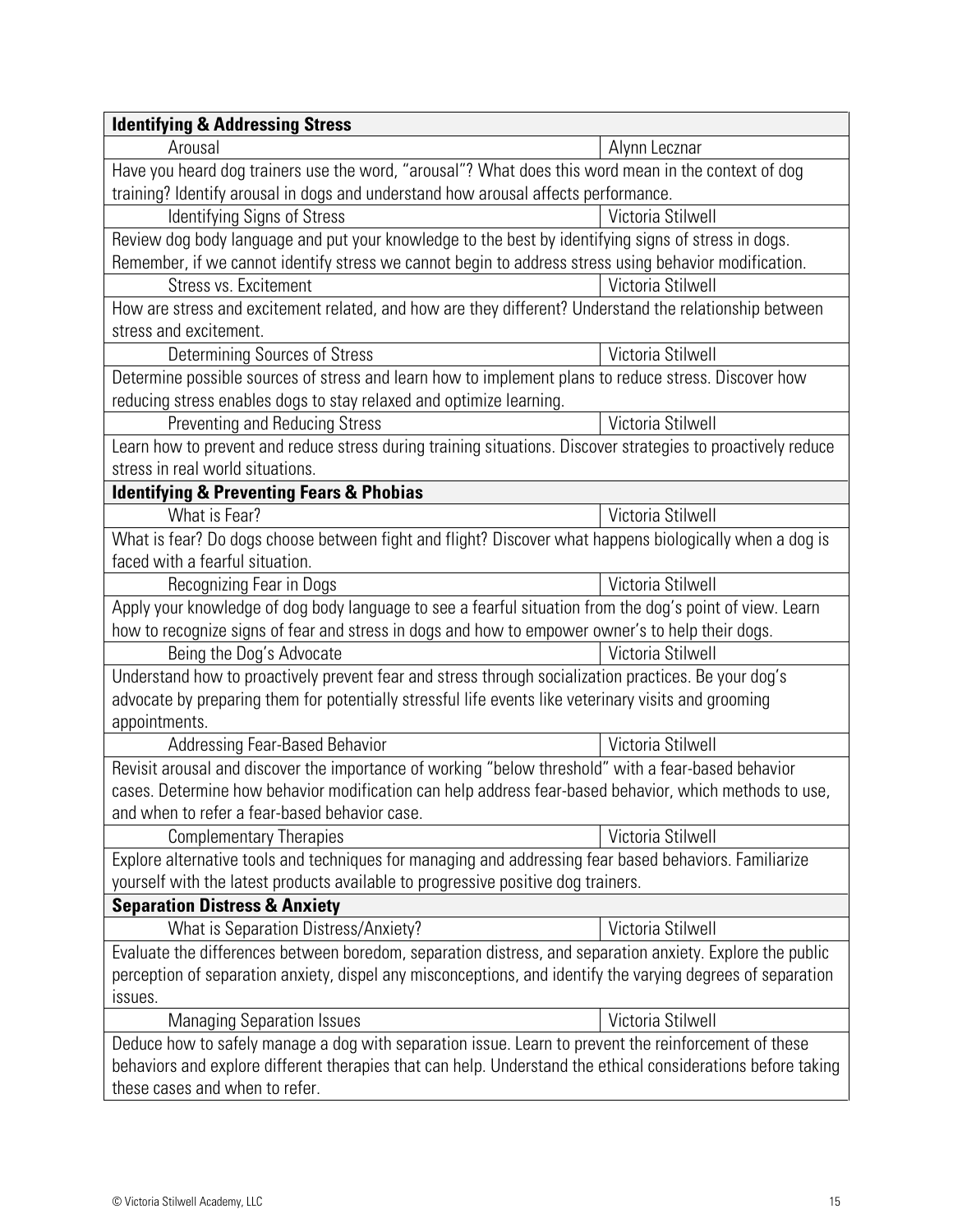| **Identifying & Addressing Stress** | |
|---|---|
| Arousal | Alynn Lecznar |
| Have you heard dog trainers use the word, "arousal"? What does this word mean in the context of dog training? Identify arousal in dogs and understand how arousal affects performance. | |
| Identifying Signs of Stress | Victoria Stilwell |
| Review dog body language and put your knowledge to the best by identifying signs of stress in dogs. Remember, if we cannot identify stress we cannot begin to address stress using behavior modification. | |
| Stress vs. Excitement | Victoria Stilwell |
| How are stress and excitement related, and how are they different? Understand the relationship between stress and excitement. | |
| Determining Sources of Stress | Victoria Stilwell |
| Determine possible sources of stress and learn how to implement plans to reduce stress. Discover how reducing stress enables dogs to stay relaxed and optimize learning. | |
| Preventing and Reducing Stress | Victoria Stilwell |
| Learn how to prevent and reduce stress during training situations. Discover strategies to proactively reduce stress in real world situations. | |
| **Identifying & Preventing Fears & Phobias** | |
| What is Fear? | Victoria Stilwell |
| What is fear? Do dogs choose between fight and flight? Discover what happens biologically when a dog is faced with a fearful situation. | |
| Recognizing Fear in Dogs | Victoria Stilwell |
| Apply your knowledge of dog body language to see a fearful situation from the dog's point of view. Learn how to recognize signs of fear and stress in dogs and how to empower owner's to help their dogs. | |
| Being the Dog's Advocate | Victoria Stilwell |
| Understand how to proactively prevent fear and stress through socialization practices. Be your dog's advocate by preparing them for potentially stressful life events like veterinary visits and grooming appointments. | |
| Addressing Fear-Based Behavior | Victoria Stilwell |
| Revisit arousal and discover the importance of working "below threshold" with a fear-based behavior cases. Determine how behavior modification can help address fear-based behavior, which methods to use, and when to refer a fear-based behavior case. | |
| Complementary Therapies | Victoria Stilwell |
| Explore alternative tools and techniques for managing and addressing fear based behaviors. Familiarize yourself with the latest products available to progressive positive dog trainers. | |
| **Separation Distress & Anxiety** | |
| What is Separation Distress/Anxiety? | Victoria Stilwell |
| Evaluate the differences between boredom, separation distress, and separation anxiety. Explore the public perception of separation anxiety, dispel any misconceptions, and identify the varying degrees of separation issues. | |
| Managing Separation Issues | Victoria Stilwell |
| Deduce how to safely manage a dog with separation issue. Learn to prevent the reinforcement of these behaviors and explore different therapies that can help. Understand the ethical considerations before taking these cases and when to refer. | |

© Victoria Stilwell Academy, LLC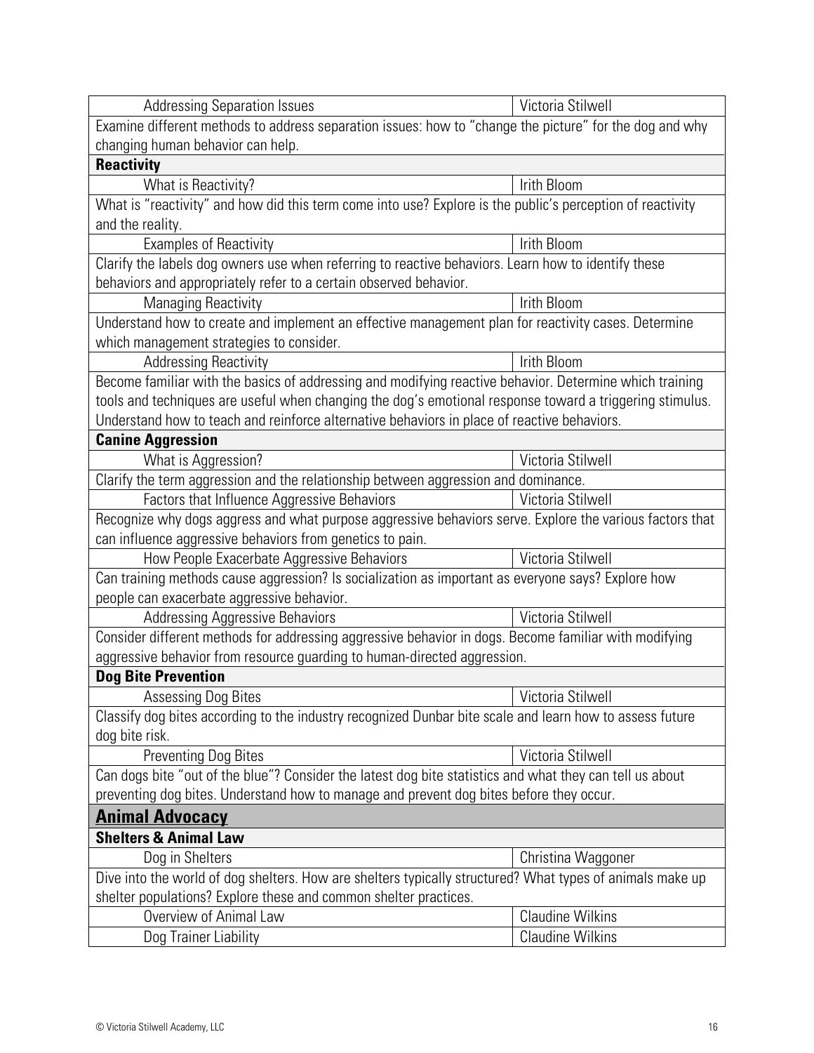| | |
|---|---|
| Addressing Separation Issues | Victoria Stilwell |
| Examine different methods to address separation issues: how to "change the picture" for the dog and why changing human behavior can help. | |
| **Reactivity** | |
| What is Reactivity? | Irith Bloom |
| What is "reactivity" and how did this term come into use? Explore is the public's perception of reactivity and the reality. | |
| Examples of Reactivity | Irith Bloom |
| Clarify the labels dog owners use when referring to reactive behaviors. Learn how to identify these behaviors and appropriately refer to a certain observed behavior. | |
| Managing Reactivity | Irith Bloom |
| Understand how to create and implement an effective management plan for reactivity cases. Determine which management strategies to consider. | |
| Addressing Reactivity | Irith Bloom |
| Become familiar with the basics of addressing and modifying reactive behavior. Determine which training tools and techniques are useful when changing the dog's emotional response toward a triggering stimulus. Understand how to teach and reinforce alternative behaviors in place of reactive behaviors. | |
| **Canine Aggression** | |
| What is Aggression? | Victoria Stilwell |
| Clarify the term aggression and the relationship between aggression and dominance. | |
| Factors that Influence Aggressive Behaviors | Victoria Stilwell |
| Recognize why dogs aggress and what purpose aggressive behaviors serve. Explore the various factors that can influence aggressive behaviors from genetics to pain. | |
| How People Exacerbate Aggressive Behaviors | Victoria Stilwell |
| Can training methods cause aggression? Is socialization as important as everyone says? Explore how people can exacerbate aggressive behavior. | |
| Addressing Aggressive Behaviors | Victoria Stilwell |
| Consider different methods for addressing aggressive behavior in dogs. Become familiar with modifying aggressive behavior from resource guarding to human-directed aggression. | |
| **Dog Bite Prevention** | |
| Assessing Dog Bites | Victoria Stilwell |
| Classify dog bites according to the industry recognized Dunbar bite scale and learn how to assess future dog bite risk. | |
| Preventing Dog Bites | Victoria Stilwell |
| Can dogs bite "out of the blue"? Consider the latest dog bite statistics and what they can tell us about preventing dog bites. Understand how to manage and prevent dog bites before they occur. | |
| **<u>Animal Advocacy</u>** | |
| **Shelters & Animal Law** | |
| Dog in Shelters | Christina Waggoner |
| Dive into the world of dog shelters. How are shelters typically structured? What types of animals make up shelter populations? Explore these and common shelter practices. | |
| Overview of Animal Law | Claudine Wilkins |
| Dog Trainer Liability | Claudine Wilkins |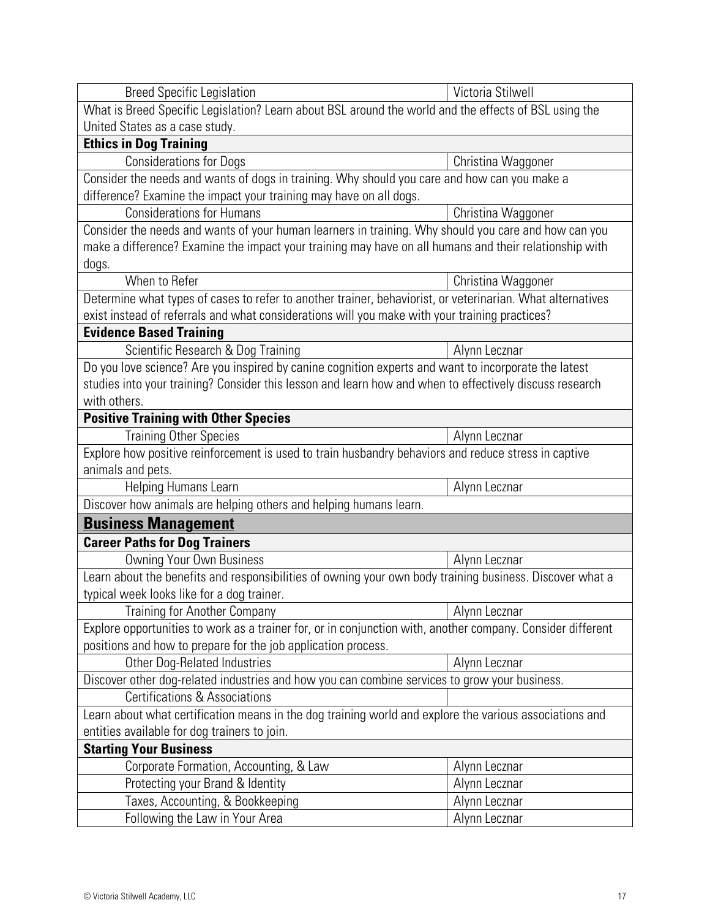| | |
|---|---|
| Breed Specific Legislation | Victoria Stilwell |
| What is Breed Specific Legislation? Learn about BSL around the world and the effects of BSL using the United States as a case study. | |
| **Ethics in Dog Training** | |
| Considerations for Dogs | Christina Waggoner |
| Consider the needs and wants of dogs in training. Why should you care and how can you make a difference? Examine the impact your training may have on all dogs. | |
| Considerations for Humans | Christina Waggoner |
| Consider the needs and wants of your human learners in training. Why should you care and how can you make a difference? Examine the impact your training may have on all humans and their relationship with dogs. | |
| When to Refer | Christina Waggoner |
| Determine what types of cases to refer to another trainer, behaviorist, or veterinarian. What alternatives exist instead of referrals and what considerations will you make with your training practices? | |
| **Evidence Based Training** | |
| Scientific Research & Dog Training | Alynn Lecznar |
| Do you love science? Are you inspired by canine cognition experts and want to incorporate the latest studies into your training? Consider this lesson and learn how and when to effectively discuss research with others. | |
| **Positive Training with Other Species** | |
| Training Other Species | Alynn Lecznar |
| Explore how positive reinforcement is used to train husbandry behaviors and reduce stress in captive animals and pets. | |
| Helping Humans Learn | Alynn Lecznar |
| Discover how animals are helping others and helping humans learn. | |
| **<u>Business Management</u>** | |
| **Career Paths for Dog Trainers** | |
| Owning Your Own Business | Alynn Lecznar |
| Learn about the benefits and responsibilities of owning your own body training business. Discover what a typical week looks like for a dog trainer. | |
| Training for Another Company | Alynn Lecznar |
| Explore opportunities to work as a trainer for, or in conjunction with, another company. Consider different positions and how to prepare for the job application process. | |
| Other Dog-Related Industries | Alynn Lecznar |
| Discover other dog-related industries and how you can combine services to grow your business. | |
| Certifications & Associations | |
| Learn about what certification means in the dog training world and explore the various associations and entities available for dog trainers to join. | |
| **Starting Your Business** | |
| Corporate Formation, Accounting, & Law | Alynn Lecznar |
| Protecting your Brand & Identity | Alynn Lecznar |
| Taxes, Accounting, & Bookkeeping | Alynn Lecznar |
| Following the Law in Your Area | Alynn Lecznar |

© Victoria Stilwell Academy, LLC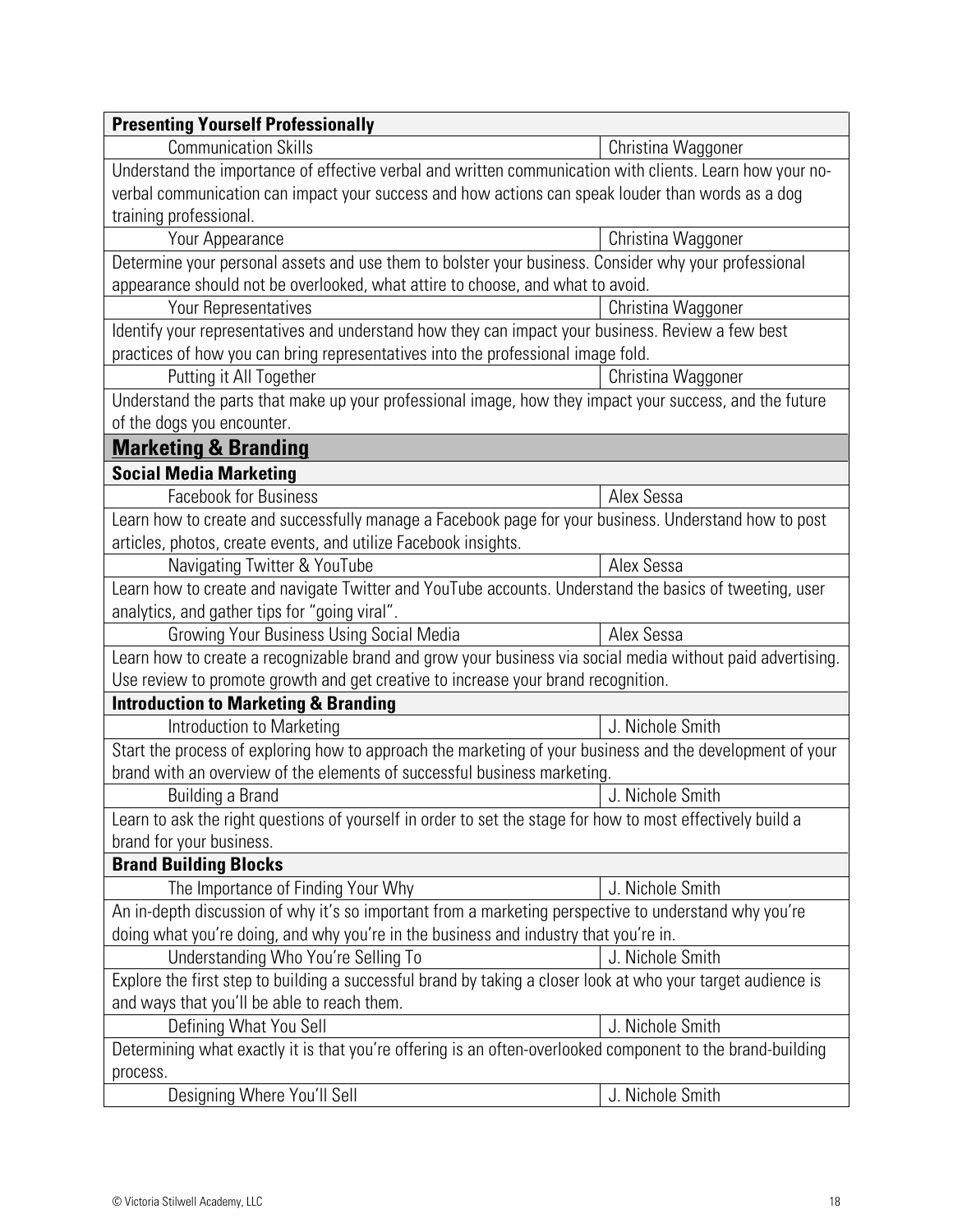| Presenting Yourself Professionally | |
|---|---|
| Communication Skills | Christina Waggoner |
| Understand the importance of effective verbal and written communication with clients. Learn how your no-verbal communication can impact your success and how actions can speak louder than words as a dog training professional. | |
| Your Appearance | Christina Waggoner |
| Determine your personal assets and use them to bolster your business. Consider why your professional appearance should not be overlooked, what attire to choose, and what to avoid. | |
| Your Representatives | Christina Waggoner |
| Identify your representatives and understand how they can impact your business. Review a few best practices of how you can bring representatives into the professional image fold. | |
| Putting it All Together | Christina Waggoner |
| Understand the parts that make up your professional image, how they impact your success, and the future of the dogs you encounter. | |
| **Marketing & Branding** | |
| **Social Media Marketing** | |
| Facebook for Business | Alex Sessa |
| Learn how to create and successfully manage a Facebook page for your business. Understand how to post articles, photos, create events, and utilize Facebook insights. | |
| Navigating Twitter & YouTube | Alex Sessa |
| Learn how to create and navigate Twitter and YouTube accounts. Understand the basics of tweeting, user analytics, and gather tips for "going viral". | |
| Growing Your Business Using Social Media | Alex Sessa |
| Learn how to create a recognizable brand and grow your business via social media without paid advertising. Use review to promote growth and get creative to increase your brand recognition. | |
| **Introduction to Marketing & Branding** | |
| Introduction to Marketing | J. Nichole Smith |
| Start the process of exploring how to approach the marketing of your business and the development of your brand with an overview of the elements of successful business marketing. | |
| Building a Brand | J. Nichole Smith |
| Learn to ask the right questions of yourself in order to set the stage for how to most effectively build a brand for your business. | |
| **Brand Building Blocks** | |
| The Importance of Finding Your Why | J. Nichole Smith |
| An in-depth discussion of why it's so important from a marketing perspective to understand why you're doing what you're doing, and why you're in the business and industry that you're in. | |
| Understanding Who You're Selling To | J. Nichole Smith |
| Explore the first step to building a successful brand by taking a closer look at who your target audience is and ways that you'll be able to reach them. | |
| Defining What You Sell | J. Nichole Smith |
| Determining what exactly it is that you're offering is an often-overlooked component to the brand-building process. | |
| Designing Where You'll Sell | J. Nichole Smith |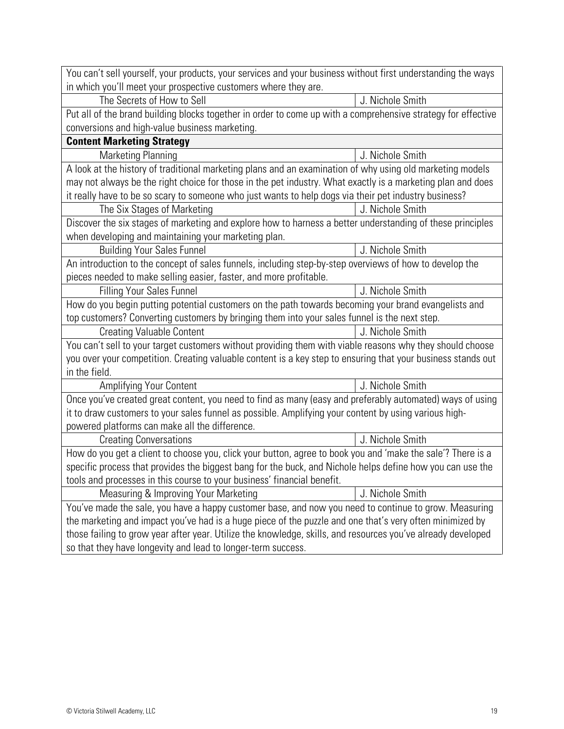| | |
|---|---|
| You can't sell yourself, your products, your services and your business without first understanding the ways in which you'll meet your prospective customers where they are. | |
| The Secrets of How to Sell | J. Nichole Smith |
| Put all of the brand building blocks together in order to come up with a comprehensive strategy for effective conversions and high-value business marketing. | |
| **Content Marketing Strategy** | |
| Marketing Planning | J. Nichole Smith |
| A look at the history of traditional marketing plans and an examination of why using old marketing models may not always be the right choice for those in the pet industry. What exactly is a marketing plan and does it really have to be so scary to someone who just wants to help dogs via their pet industry business? | |
| The Six Stages of Marketing | J. Nichole Smith |
| Discover the six stages of marketing and explore how to harness a better understanding of these principles when developing and maintaining your marketing plan. | |
| Building Your Sales Funnel | J. Nichole Smith |
| An introduction to the concept of sales funnels, including step-by-step overviews of how to develop the pieces needed to make selling easier, faster, and more profitable. | |
| Filling Your Sales Funnel | J. Nichole Smith |
| How do you begin putting potential customers on the path towards becoming your brand evangelists and top customers? Converting customers by bringing them into your sales funnel is the next step. | |
| Creating Valuable Content | J. Nichole Smith |
| You can't sell to your target customers without providing them with viable reasons why they should choose you over your competition. Creating valuable content is a key step to ensuring that your business stands out in the field. | |
| Amplifying Your Content | J. Nichole Smith |
| Once you've created great content, you need to find as many (easy and preferably automated) ways of using it to draw customers to your sales funnel as possible. Amplifying your content by using various high-powered platforms can make all the difference. | |
| Creating Conversations | J. Nichole Smith |
| How do you get a client to choose you, click your button, agree to book you and 'make the sale'? There is a specific process that provides the biggest bang for the buck, and Nichole helps define how you can use the tools and processes in this course to your business' financial benefit. | |
| Measuring & Improving Your Marketing | J. Nichole Smith |
| You've made the sale, you have a happy customer base, and now you need to continue to grow. Measuring the marketing and impact you've had is a huge piece of the puzzle and one that's very often minimized by those failing to grow year after year. Utilize the knowledge, skills, and resources you've already developed so that they have longevity and lead to longer-term success. | |

© Victoria Stilwell Academy, LLC